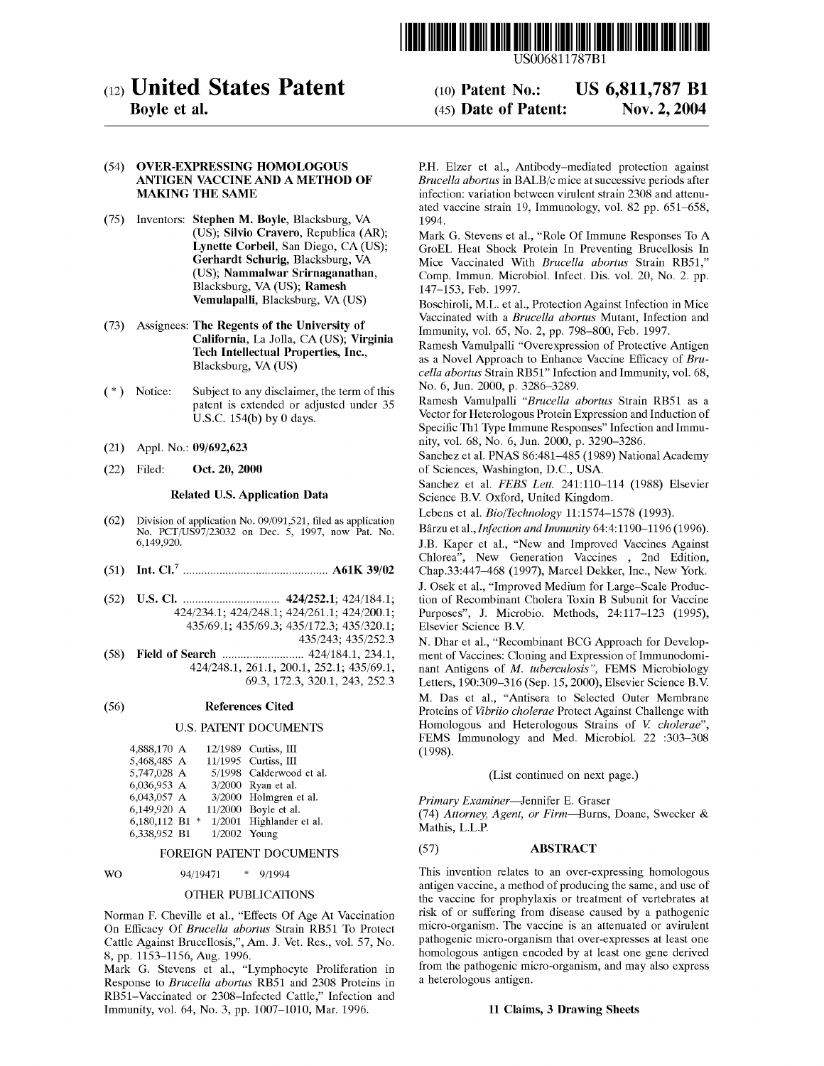US006811787B1

# (12) United States Patent
**Boyle et al.**

(10) **Patent No.: US 6,811,787 B1**

(45) **Date of Patent: Nov. 2, 2004**

(54) **OVER-EXPRESSING HOMOLOGOUS ANTIGEN VACCINE AND A METHOD OF MAKING THE SAME**

(75) Inventors: **Stephen M. Boyle**, Blacksburg, VA (US); **Silvio Cravero**, Republica (AR); **Lynette Corbeil**, San Diego, CA (US); **Gerhardt Schurig**, Blacksburg, VA (US); **Nammalwar Srirnaganathan**, Blacksburg, VA (US); **Ramesh Vemulapalli**, Blacksburg, VA (US)

(73) Assignees: **The Regents of the University of California**, La Jolla, CA (US); **Virginia Tech Intellectual Properties, Inc.**, Blacksburg, VA (US)

(*) Notice: Subject to any disclaimer, the term of this patent is extended or adjusted under 35 U.S.C. 154(b) by 0 days.

(21) Appl. No.: **09/692,623**

(22) Filed: **Oct. 20, 2000**

### Related U.S. Application Data

(62) Division of application No. 09/091,521, filed as application No. PCT/US97/23032 on Dec. 5, 1997, now Pat. No. 6,149,920.

(51) **Int. Cl.**[7] ................................................ **A61K 39/02**

(52) **U.S. Cl.** ................................ **424/252.1**; 424/184.1; 424/234.1; 424/248.1; 424/261.1; 424/200.1; 435/69.1; 435/69.3; 435/172.3; 435/320.1; 435/243; 435/252.3

(58) **Field of Search** ........................... 424/184.1, 234.1, 424/248.1, 261.1, 200.1, 252.1; 435/69.1, 69.3, 172.3, 320.1, 243, 252.3

(56) **References Cited**

U.S. PATENT DOCUMENTS

| | | |
|---|---|---|
| 4,888,170 A | 12/1989 | Curtiss, III |
| 5,468,485 A | 11/1995 | Curtiss, III |
| 5,747,028 A | 5/1998 | Calderwood et al. |
| 6,036,953 A | 3/2000 | Ryan et al. |
| 6,043,057 A | 3/2000 | Holmgren et al. |
| 6,149,920 A | 11/2000 | Boyle et al. |
| 6,180,112 B1 * | 1/2001 | Highlander et al. |
| 6,338,952 B1 | 1/2002 | Young |

FOREIGN PATENT DOCUMENTS

WO 94/19471 * 9/1994

OTHER PUBLICATIONS

Norman F. Cheville et al., "Effects Of Age At Vaccination On Efficacy Of *Brucella abortus* Strain RB51 To Protect Cattle Against Brucellosis,", Am. J. Vet. Res., vol. 57, No. 8, pp. 1153–1156, Aug. 1996.

Mark G. Stevens et al., "Lymphocyte Proliferation in Response to *Brucella abortus* RB51 and 2308 Proteins in RB51–Vaccinated or 2308–Infected Cattle," Infection and Immunity, vol. 64, No. 3, pp. 1007–1010, Mar. 1996.

P.H. Elzer et al., Antibody–mediated protection against *Brucella abortus* in BALB/c mice at successive periods after infection: variation between virulent strain 2308 and attenuated vaccine strain 19, Immunology, vol. 82 pp. 651–658, 1994.

Mark G. Stevens et al., "Role Of Immune Responses To A GroEL Heat Shock Protein In Preventing Brucellosis In Mice Vaccinated With *Brucella abortus* Strain RB51," Comp. Immun. Microbiol. Infect. Dis. vol. 20, No. 2. pp. 147–153, Feb. 1997.

Boschiroli, M.L. et al., Protection Against Infection in Mice Vaccinated with a *Brucella abortus* Mutant, Infection and Immunity, vol. 65, No. 2, pp. 798–800, Feb. 1997.

Ramesh Vamulpalli "Overexpression of Protective Antigen as a Novel Approach to Enhance Vaccine Efficacy of *Brucella abortus* Strain RB51" Infection and Immunity, vol. 68, No. 6, Jun. 2000, p. 3286–3289.

Ramesh Vamulpalli "*Brucella abortus* Strain RB51 as a Vector for Heterologous Protein Expression and Induction of Specific Th1 Type Immune Responses" Infection and Immunity, vol. 68, No. 6, Jun. 2000, p. 3290–3286.

Sanchez et al. PNAS 86:481–485 (1989) National Academy of Sciences, Washington, D.C., USA.

Sanchez et al. *FEBS Lett.* 241:110–114 (1988) Elsevier Science B.V. Oxford, United Kingdom.

Lebens et al. *Bio/Technology* 11:1574–1578 (1993).

Bârzu et al., *Infection and Immunity* 64:4:1190–1196 (1996).

J.B. Kaper et al., "New and Improved Vaccines Against Chlorea", New Generation Vaccines , 2nd Edition, Chap.33:447–468 (1997), Marcel Dekker, Inc., New York.

J. Osek et al., "Improved Medium for Large–Scale Production of Recombinant Cholera Toxin B Subunit for Vaccine Purposes", J. Microbio. Methods, 24:117–123 (1995), Elsevier Science B.V.

N. Dhar et al., "Recombinant BCG Approach for Development of Vaccines: Cloning and Expression of Immunodominant Antigens of *M. tuberculosis",* FEMS Microbiology Letters, 190:309–316 (Sep. 15, 2000), Elsevier Science B.V.

M. Das et al., "Antisera to Selected Outer Membrane Proteins of *Vibriio cholerae* Protect Against Challenge with Homologous and Heterologous Strains of *V. cholerae*", FEMS Immunology and Med. Microbiol. 22 :303–308 (1998).

(List continued on next page.)

*Primary Examiner*—Jennifer E. Graser

(74) *Attorney, Agent, or Firm*—Burns, Doane, Swecker & Mathis, L.L.P.

(57) **ABSTRACT**

This invention relates to an over-expressing homologous antigen vaccine, a method of producing the same, and use of the vaccine for prophylaxis or treatment of vertebrates at risk of or suffering from disease caused by a pathogenic micro-organism. The vaccine is an attenuated or avirulent pathogenic micro-organism that over-expresses at least one homologous antigen encoded by at least one gene derived from the pathogenic micro-organism, and may also express a heterologous antigen.

**11 Claims, 3 Drawing Sheets**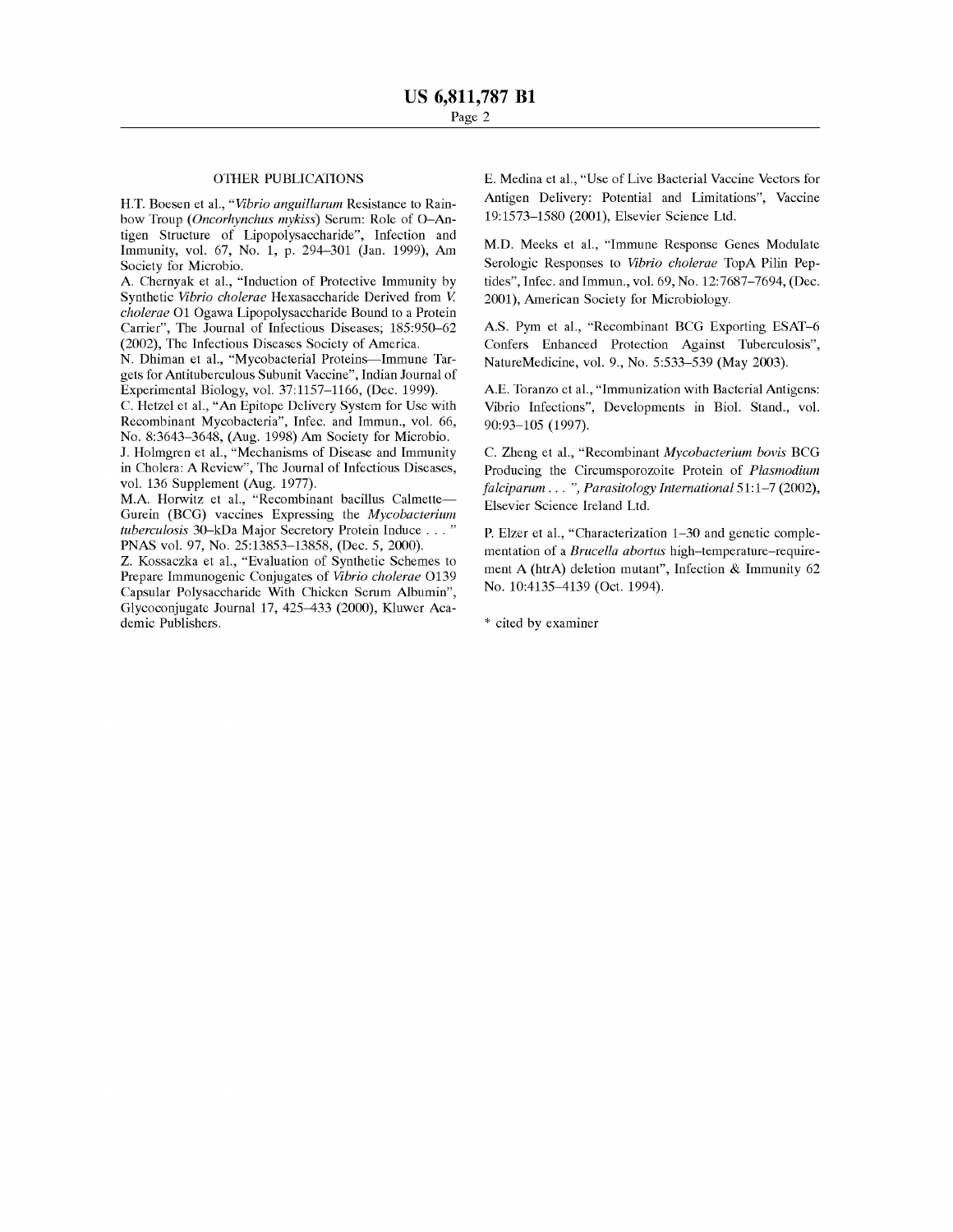## OTHER PUBLICATIONS

H.T. Boesen et al., "*Vibrio anguillarum* Resistance to Rainbow Troup (*Oncorhynchus mykiss*) Serum: Role of O–Antigen Structure of Lipopolysaccharide", Infection and Immunity, vol. 67, No. 1, p. 294–301 (Jan. 1999), Am Society for Microbio.

A. Chernyak et al., "Induction of Protective Immunity by Synthetic *Vibrio cholerae* Hexasaccharide Derived from *V. cholerae* O1 Ogawa Lipopolysaccharide Bound to a Protein Carrier", The Journal of Infectious Diseases; 185:950–62 (2002), The Infectious Diseases Society of America.

N. Dhiman et al., "Mycobacterial Proteins—Immune Targets for Antituberculous Subunit Vaccine", Indian Journal of Experimental Biology, vol. 37:1157–1166, (Dec. 1999).

C. Hetzel et al., "An Epitope Delivery System for Use with Recombinant Mycobacteria", Infec. and Immun., vol. 66, No. 8:3643–3648, (Aug. 1998) Am Society for Microbio.

J. Holmgren et al., "Mechanisms of Disease and Immunity in Cholera: A Review", The Journal of Infectious Diseases, vol. 136 Supplement (Aug. 1977).

M.A. Horwitz et al., "Recombinant bacillus Calmette—Gurein (BCG) vaccines Expressing the *Mycobacterium tuberculosis* 30–kDa Major Secretory Protein Induce . . . " PNAS vol. 97, No. 25:13853–13858, (Dec. 5, 2000).

Z. Kossaczka et al., "Evaluation of Synthetic Schemes to Prepare Immunogenic Conjugates of *Vibrio cholerae* O139 Capsular Polysaccharide With Chicken Serum Albumin", Glycoconjugate Journal 17, 425–433 (2000), Kluwer Academic Publishers.

E. Medina et al., "Use of Live Bacterial Vaccine Vectors for Antigen Delivery: Potential and Limitations", Vaccine 19:1573–1580 (2001), Elsevier Science Ltd.

M.D. Meeks et al., "Immune Response Genes Modulate Serologic Responses to *Vibrio cholerae* TopA Pilin Peptides", Infec. and Immun., vol. 69, No. 12:7687–7694, (Dec. 2001), American Society for Microbiology.

A.S. Pym et al., "Recombinant BCG Exporting ESAT–6 Confers Enhanced Protection Against Tuberculosis", NatureMedicine, vol. 9., No. 5:533–539 (May 2003).

A.E. Toranzo et al., "Immunization with Bacterial Antigens: Vibrio Infections", Developments in Biol. Stand., vol. 90:93–105 (1997).

C. Zheng et al., "Recombinant *Mycobacterium bovis* BCG Producing the Circumsporozoite Protein of *Plasmodium falciparum . . . ", Parasitology International* 51:1–7 (2002), Elsevier Science Ireland Ltd.

P. Elzer et al., "Characterization 1–30 and genetic complementation of a *Brucella abortus* high–temperature–requirement A (htrA) deletion mutant", Infection & Immunity 62 No. 10:4135–4139 (Oct. 1994).

* cited by examiner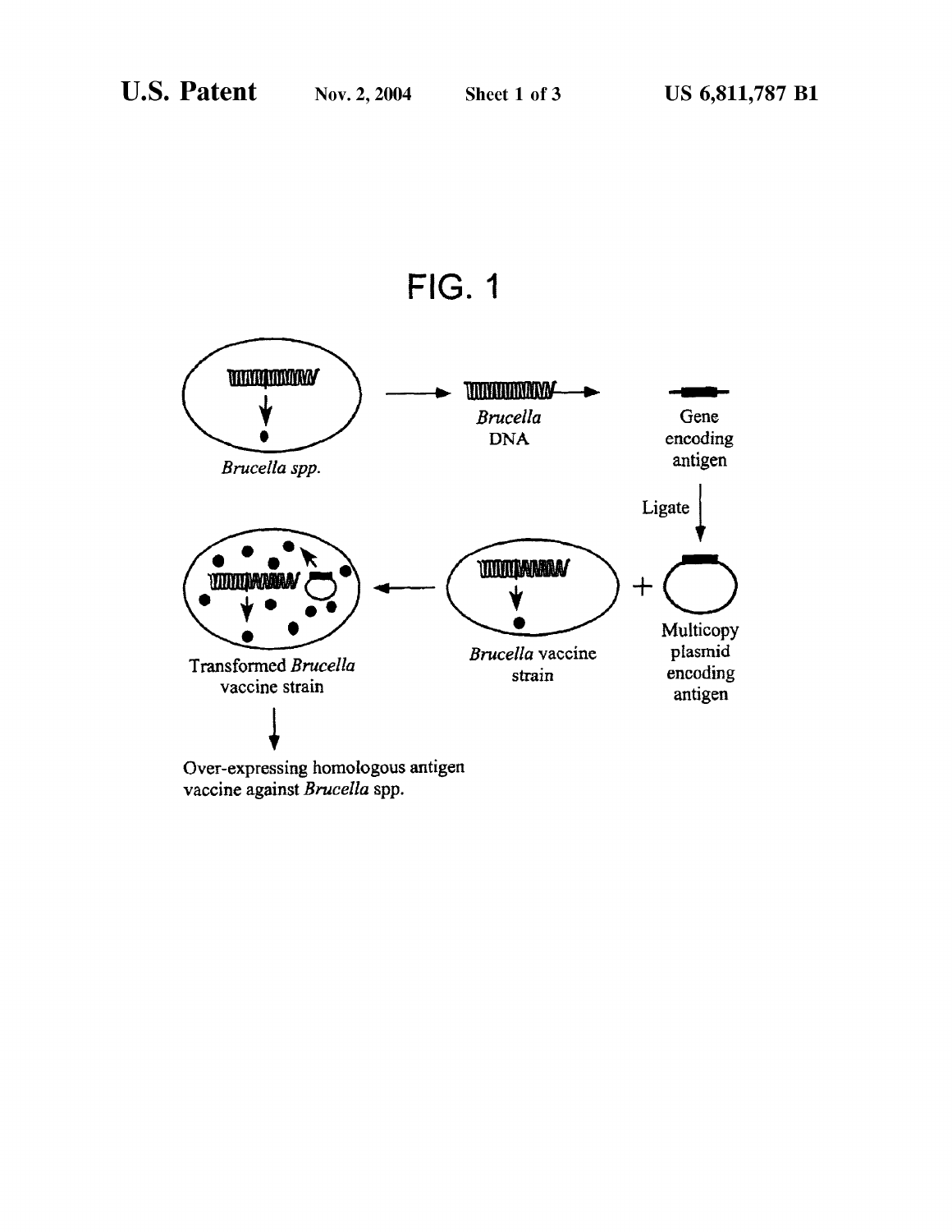FIG. 1

*Brucella spp.*

*Brucella* DNA

Gene encoding antigen

Ligate

Transformed *Brucella* vaccine strain

*Brucella* vaccine strain

Multicopy plasmid encoding antigen

Over-expressing homologous antigen vaccine against *Brucella* spp.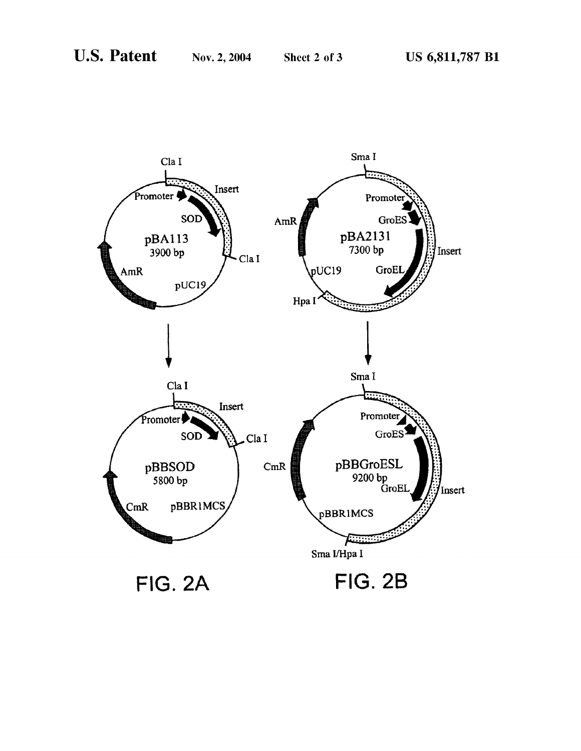FIG. 2A

FIG. 2B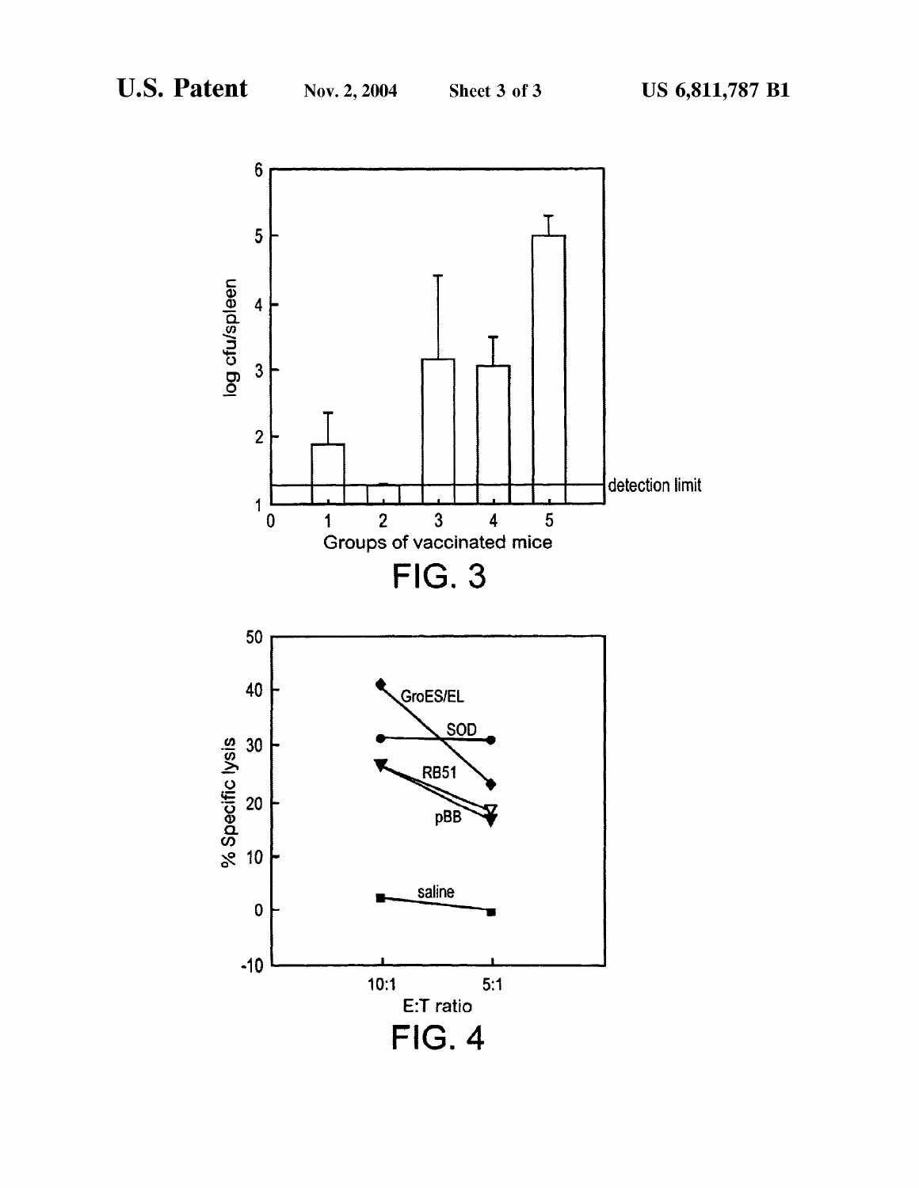FIG. 3

FIG. 4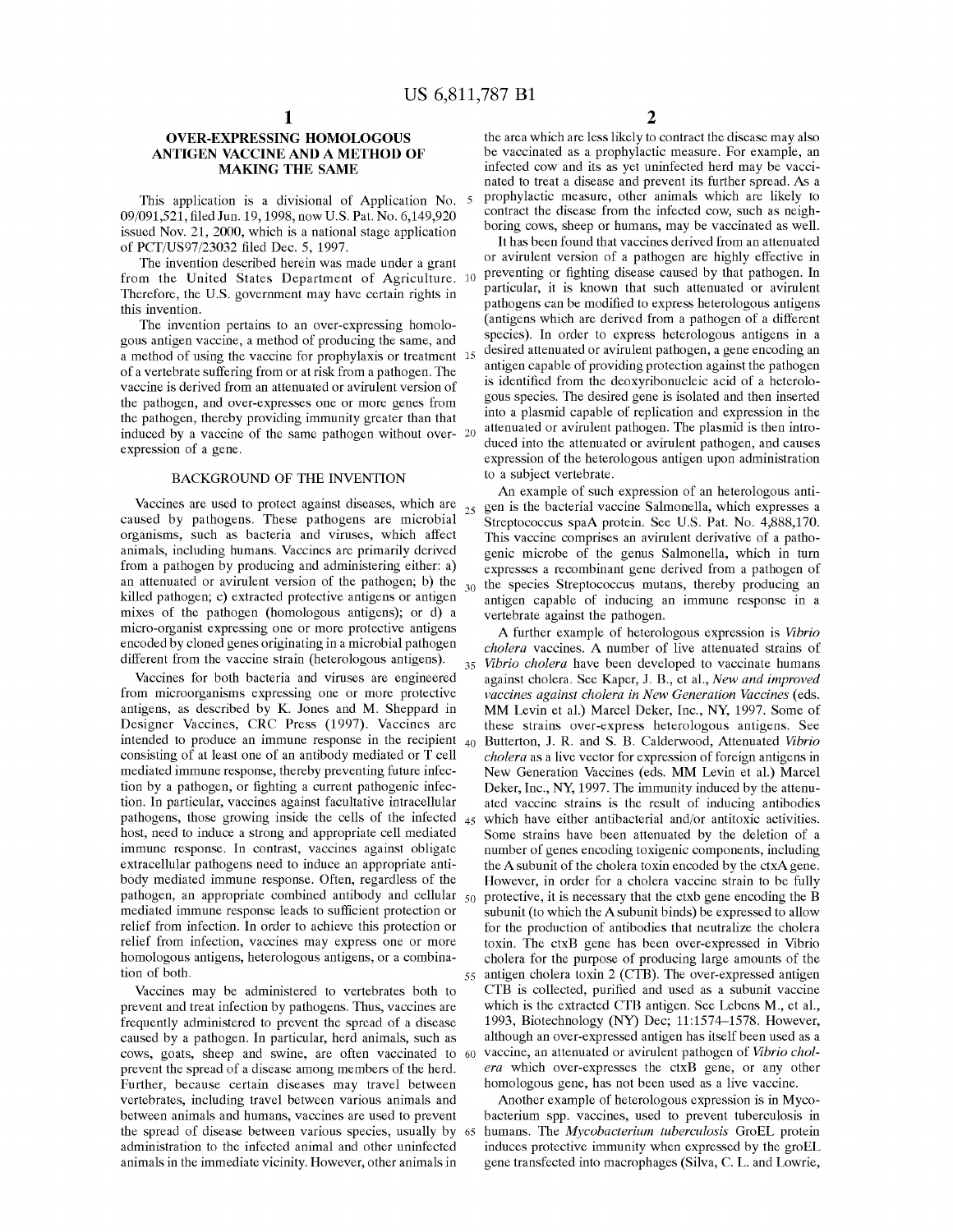# OVER-EXPRESSING HOMOLOGOUS ANTIGEN VACCINE AND A METHOD OF MAKING THE SAME

This application is a divisional of Application No. 09/091,521, filed Jun. 19, 1998, now U.S. Pat. No. 6,149,920 issued Nov. 21, 2000, which is a national stage application of PCT/US97/23032 filed Dec. 5, 1997.

The invention described herein was made under a grant from the United States Department of Agriculture. Therefore, the U.S. government may have certain rights in this invention.

The invention pertains to an over-expressing homologous antigen vaccine, a method of producing the same, and a method of using the vaccine for prophylaxis or treatment of a vertebrate suffering from or at risk from a pathogen. The vaccine is derived from an attenuated or avirulent version of the pathogen, and over-expresses one or more genes from the pathogen, thereby providing immunity greater than that induced by a vaccine of the same pathogen without over-expression of a gene.

## BACKGROUND OF THE INVENTION

Vaccines are used to protect against diseases, which are caused by pathogens. These pathogens are microbial organisms, such as bacteria and viruses, which affect animals, including humans. Vaccines are primarily derived from a pathogen by producing and administering either: a) an attenuated or avirulent version of the pathogen; b) the killed pathogen; c) extracted protective antigens or antigen mixes of the pathogen (homologous antigens); or d) a micro-organist expressing one or more protective antigens encoded by cloned genes originating in a microbial pathogen different from the vaccine strain (heterologous antigens).

Vaccines for both bacteria and viruses are engineered from microorganisms expressing one or more protective antigens, as described by K. Jones and M. Sheppard in Designer Vaccines, CRC Press (1997). Vaccines are intended to produce an immune response in the recipient consisting of at least one of an antibody mediated or T cell mediated immune response, thereby preventing future infection by a pathogen, or fighting a current pathogenic infection. In particular, vaccines against facultative intracellular pathogens, those growing inside the cells of the infected host, need to induce a strong and appropriate cell mediated immune response. In contrast, vaccines against obligate extracellular pathogens need to induce an appropriate antibody mediated immune response. Often, regardless of the pathogen, an appropriate combined antibody and cellular mediated immune response leads to sufficient protection or relief from infection. In order to achieve this protection or relief from infection, vaccines may express one or more homologous antigens, heterologous antigens, or a combination of both.

Vaccines may be administered to vertebrates both to prevent and treat infection by pathogens. Thus, vaccines are frequently administered to prevent the spread of a disease caused by a pathogen. In particular, herd animals, such as cows, goats, sheep and swine, are often vaccinated to prevent the spread of a disease among members of the herd. Further, because certain diseases may travel between vertebrates, including travel between various animals and between animals and humans, vaccines are used to prevent the spread of disease between various species, usually by administration to the infected animal and other uninfected animals in the immediate vicinity. However, other animals in the area which are less likely to contract the disease may also be vaccinated as a prophylactic measure. For example, an infected cow and its as yet uninfected herd may be vaccinated to treat a disease and prevent its further spread. As a prophylactic measure, other animals which are likely to contract the disease from the infected cow, such as neighboring cows, sheep or humans, may be vaccinated as well.

It has been found that vaccines derived from an attenuated or avirulent version of a pathogen are highly effective in preventing or fighting disease caused by that pathogen. In particular, it is known that such attenuated or avirulent pathogens can be modified to express heterologous antigens (antigens which are derived from a pathogen of a different species). In order to express heterologous antigens in a desired attenuated or avirulent pathogen, a gene encoding an antigen capable of providing protection against the pathogen is identified from the deoxyribonucleic acid of a heterologous species. The desired gene is isolated and then inserted into a plasmid capable of replication and expression in the attenuated or avirulent pathogen. The plasmid is then introduced into the attenuated or avirulent pathogen, and causes expression of the heterologous antigen upon administration to a subject vertebrate.

An example of such expression of an heterologous antigen is the bacterial vaccine Salmonella, which expresses a Streptococcus spaA protein. See U.S. Pat. No. 4,888,170. This vaccine comprises an avirulent derivative of a pathogenic microbe of the genus Salmonella, which in turn expresses a recombinant gene derived from a pathogen of the species Streptococcus mutans, thereby producing an antigen capable of inducing an immune response in a vertebrate against the pathogen.

A further example of heterologous expression is *Vibrio cholera* vaccines. A number of live attenuated strains of *Vibrio cholera* have been developed to vaccinate humans against cholera. See Kaper, J. B., et al., *New and improved vaccines against cholera in New Generation Vaccines* (eds. MM Levin et al.) Marcel Deker, Inc., NY, 1997. Some of these strains over-express heterologous antigens. See Butterton, J. R. and S. B. Calderwood, Attenuated *Vibrio cholera* as a live vector for expression of foreign antigens in New Generation Vaccines (eds. MM Levin et al.) Marcel Deker, Inc., NY, 1997. The immunity induced by the attenuated vaccine strains is the result of inducing antibodies which have either antibacterial and/or antitoxic activities. Some strains have been attenuated by the deletion of a number of genes encoding toxigenic components, including the A subunit of the cholera toxin encoded by the ctxA gene. However, in order for a cholera vaccine strain to be fully protective, it is necessary that the ctxb gene encoding the B subunit (to which the A subunit binds) be expressed to allow for the production of antibodies that neutralize the cholera toxin. The ctxB gene has been over-expressed in Vibrio cholera for the purpose of producing large amounts of the antigen cholera toxin 2 (CTB). The over-expressed antigen CTB is collected, purified and used as a subunit vaccine which is the extracted CTB antigen. See Lebens M., et al., 1993, Biotechnology (NY) Dec; 11:1574–1578. However, although an over-expressed antigen has itself been used as a vaccine, an attenuated or avirulent pathogen of *Vibrio cholera* which over-expresses the ctxB gene, or any other homologous gene, has not been used as a live vaccine.

Another example of heterologous expression is in Mycobacterium spp. vaccines, used to prevent tuberculosis in humans. The *Mycobacterium tuberculosis* GroEL protein induces protective immunity when expressed by the groEL gene transfected into macrophages (Silva, C. L. and Lowrie,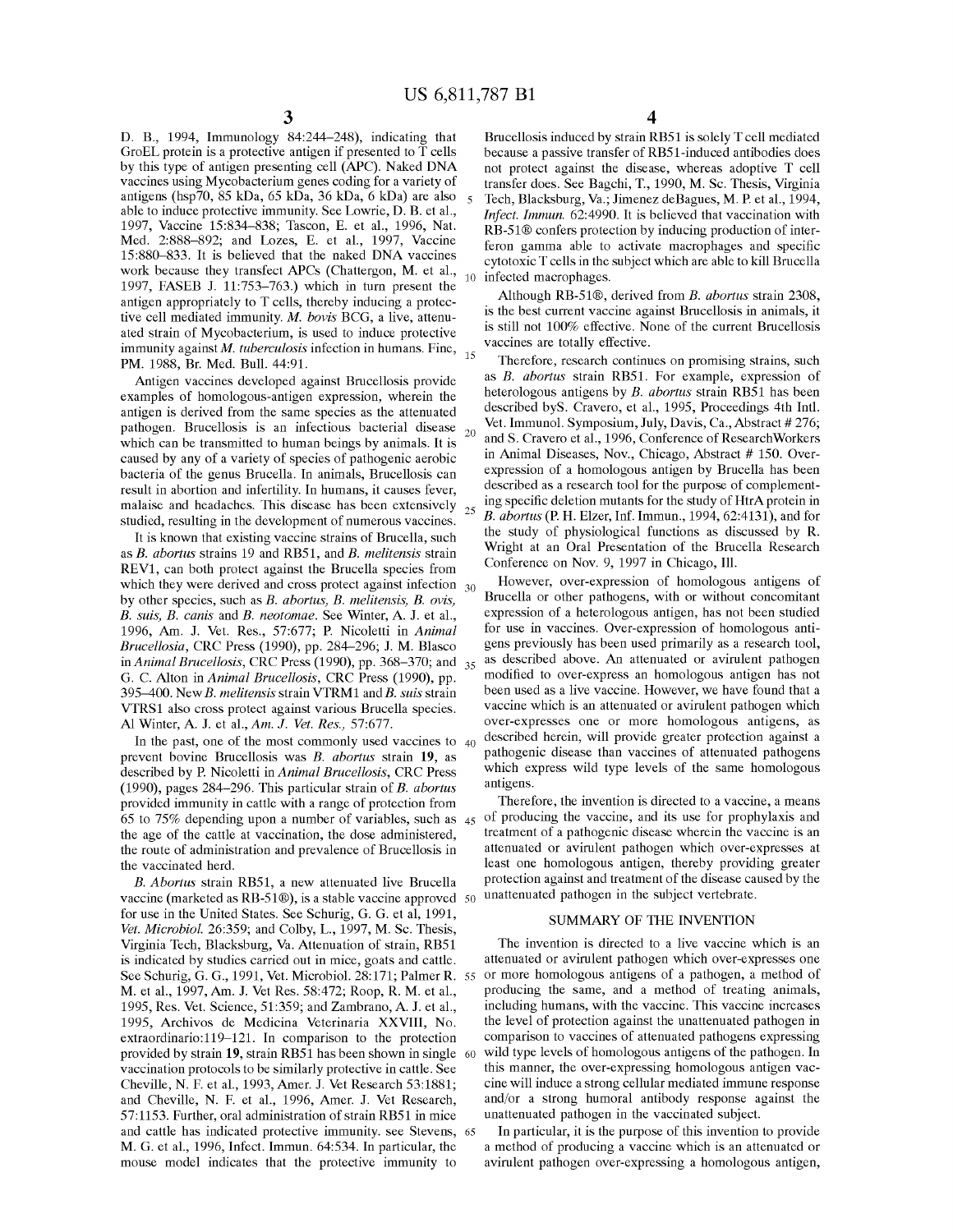D. B., 1994, Immunology 84:244–248), indicating that GroEL protein is a protective antigen if presented to T cells by this type of antigen presenting cell (APC). Naked DNA vaccines using Mycobacterium genes coding for a variety of antigens (hsp70, 85 kDa, 65 kDa, 36 kDa, 6 kDa) are also able to induce protective immunity. See Lowrie, D. B. et al., 1997, Vaccine 15:834–838; Tascon, E. et al., 1996, Nat. Med. 2:888–892; and Lozes, E. et al., 1997, Vaccine 15:880–833. It is believed that the naked DNA vaccines work because they transfect APCs (Chattergon, M. et al., 1997, FASEB J. 11:753–763.) which in turn present the antigen appropriately to T cells, thereby inducing a protective cell mediated immunity. *M. bovis* BCG, a live, attenuated strain of Mycobacterium, is used to induce protective immunity against *M. tuberculosis* infection in humans. Fine, PM. 1988, Br. Med. Bull. 44:91.

Antigen vaccines developed against Brucellosis provide examples of homologous-antigen expression, wherein the antigen is derived from the same species as the attenuated pathogen. Brucellosis is an infectious bacterial disease which can be transmitted to human beings by animals. It is caused by any of a variety of species of pathogenic aerobic bacteria of the genus Brucella. In animals, Brucellosis can result in abortion and infertility. In humans, it causes fever, malaise and headaches. This disease has been extensively studied, resulting in the development of numerous vaccines.

It is known that existing vaccine strains of Brucella, such as *B. abortus* strains 19 and RB51, and *B. melitensis* strain REV1, can both protect against the Brucella species from which they were derived and cross protect against infection by other species, such as *B. abortus, B. melitensis, B. ovis, B. suis, B. canis* and *B. neotomae*. See Winter, A. J. et al., 1996, Am. J. Vet. Res., 57:677; P. Nicoletti in *Animal Brucellosia*, CRC Press (1990), pp. 284–296; J. M. Blasco in *Animal Brucellosis*, CRC Press (1990), pp. 368–370; and G. C. Alton in *Animal Brucellosis*, CRC Press (1990), pp. 395–400. New *B. melitensis* strain VTRM1 and *B. suis* strain VTRS1 also cross protect against various Brucella species. Al Winter, A. J. et al., *Am. J. Vet. Res.*, 57:677.

In the past, one of the most commonly used vaccines to prevent bovine Brucellosis was *B. abortus* strain **19**, as described by P. Nicoletti in *Animal Brucellosis*, CRC Press (1990), pages 284–296. This particular strain of *B. abortus* provided immunity in cattle with a range of protection from 65 to 75% depending upon a number of variables, such as the age of the cattle at vaccination, the dose administered, the route of administration and prevalence of Brucellosis in the vaccinated herd.

*B. Abortus* strain RB51, a new attenuated live Brucella vaccine (marketed as RB-51®), is a stable vaccine approved for use in the United States. See Schurig, G. G. et al, 1991, *Vet. Microbiol.* 26:359; and Colby, L., 1997, M. Sc. Thesis, Virginia Tech, Blacksburg, Va. Attenuation of strain, RB51 is indicated by studies carried out in mice, goats and cattle. See Schurig, G. G., 1991, Vet. Microbiol. 28:171; Palmer R. M. et al., 1997, Am. J. Vet Res. 58:472; Roop, R. M. et al., 1995, Res. Vet. Science, 51:359; and Zambrano, A. J. et al., 1995, Archivos de Medicina Veterinaria XXVIII, No. extraordinario:119–121. In comparison to the protection provided by strain **19**, strain RB51 has been shown in single vaccination protocols to be similarly protective in cattle. See Cheville, N. F. et al., 1993, Amer. J. Vet Research 53:1881; and Cheville, N. F. et al., 1996, Amer. J. Vet Research, 57:1153. Further, oral administration of strain RB51 in mice and cattle has indicated protective immunity. see Stevens, M. G. et al., 1996, Infect. Immun. 64:534. In particular, the mouse model indicates that the protective immunity to Brucellosis induced by strain RB51 is solely T cell mediated because a passive transfer of RB51-induced antibodies does not protect against the disease, whereas adoptive T cell transfer does. See Bagchi, T., 1990, M. Sc. Thesis, Virginia Tech, Blacksburg, Va.; Jimenez deBagues, M. P. et al., 1994, *Infect. Immun.* 62:4990. It is believed that vaccination with RB-51® confers protection by inducing production of interferon gamma able to activate macrophages and specific cytotoxic T cells in the subject which are able to kill Brucella infected macrophages.

Although RB-51®, derived from *B. abortus* strain 2308, is the best current vaccine against Brucellosis in animals, it is still not 100% effective. None of the current Brucellosis vaccines are totally effective.

Therefore, research continues on promising strains, such as *B. abortus* strain RB51. For example, expression of heterologous antigens by *B. abortus* strain RB51 has been described byS. Cravero, et al., 1995, Proceedings 4th Intl. Vet. Immunol. Symposium, July, Davis, Ca., Abstract # 276; and S. Cravero et al., 1996, Conference of ResearchWorkers in Animal Diseases, Nov., Chicago, Abstract # 150. Overexpression of a homologous antigen by Brucella has been described as a research tool for the purpose of complementing specific deletion mutants for the study of HtrA protein in *B. abortus* (P. H. Elzer, Inf. Immun., 1994, 62:4131), and for the study of physiological functions as discussed by R. Wright at an Oral Presentation of the Brucella Research Conference on Nov. 9, 1997 in Chicago, Ill.

However, over-expression of homologous antigens of Brucella or other pathogens, with or without concomitant expression of a heterologous antigen, has not been studied for use in vaccines. Over-expression of homologous antigens previously has been used primarily as a research tool, as described above. An attenuated or avirulent pathogen modified to over-express an homologous antigen has not been used as a live vaccine. However, we have found that a vaccine which is an attenuated or avirulent pathogen which over-expresses one or more homologous antigens, as described herein, will provide greater protection against a pathogenic disease than vaccines of attenuated pathogens which express wild type levels of the same homologous antigens.

Therefore, the invention is directed to a vaccine, a means of producing the vaccine, and its use for prophylaxis and treatment of a pathogenic disease wherein the vaccine is an attenuated or avirulent pathogen which over-expresses at least one homologous antigen, thereby providing greater protection against and treatment of the disease caused by the unattenuated pathogen in the subject vertebrate.

## SUMMARY OF THE INVENTION

The invention is directed to a live vaccine which is an attenuated or avirulent pathogen which over-expresses one or more homologous antigens of a pathogen, a method of producing the same, and a method of treating animals, including humans, with the vaccine. This vaccine increases the level of protection against the unattenuated pathogen in comparison to vaccines of attenuated pathogens expressing wild type levels of homologous antigens of the pathogen. In this manner, the over-expressing homologous antigen vaccine will induce a strong cellular mediated immune response and/or a strong humoral antibody response against the unattenuated pathogen in the vaccinated subject.

In particular, it is the purpose of this invention to provide a method of producing a vaccine which is an attenuated or avirulent pathogen over-expressing a homologous antigen,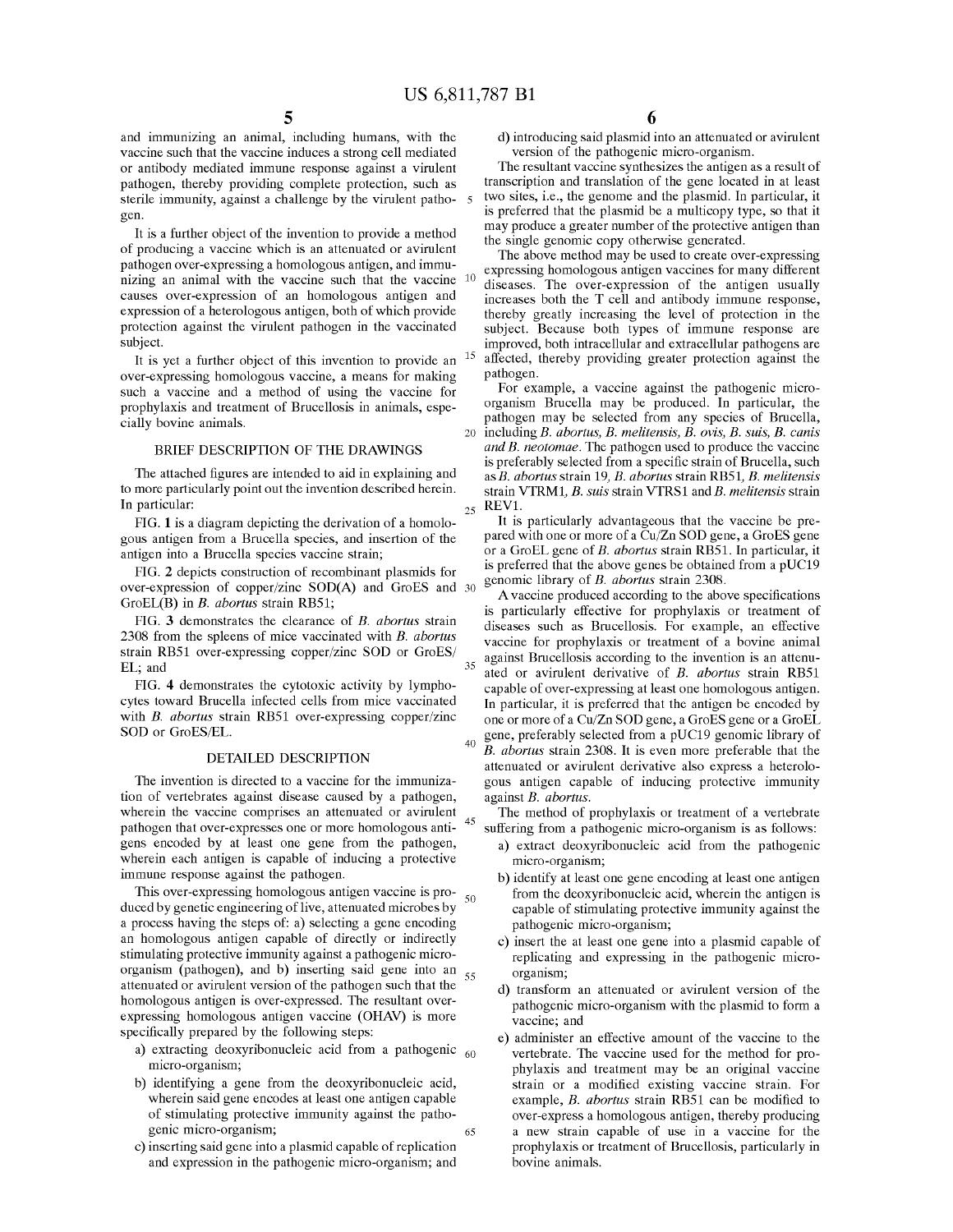and immunizing an animal, including humans, with the vaccine such that the vaccine induces a strong cell mediated or antibody mediated immune response against a virulent pathogen, thereby providing complete protection, such as sterile immunity, against a challenge by the virulent pathogen.

It is a further object of the invention to provide a method of producing a vaccine which is an attenuated or avirulent pathogen over-expressing a homologous antigen, and immunizing an animal with the vaccine such that the vaccine causes over-expression of an homologous antigen and expression of a heterologous antigen, both of which provide protection against the virulent pathogen in the vaccinated subject.

It is yet a further object of this invention to provide an over-expressing homologous vaccine, a means for making such a vaccine and a method of using the vaccine for prophylaxis and treatment of Brucellosis in animals, especially bovine animals.

## BRIEF DESCRIPTION OF THE DRAWINGS

The attached figures are intended to aid in explaining and to more particularly point out the invention described herein. In particular:

FIG. 1 is a diagram depicting the derivation of a homologous antigen from a Brucella species, and insertion of the antigen into a Brucella species vaccine strain;

FIG. 2 depicts construction of recombinant plasmids for over-expression of copper/zinc SOD(A) and GroES and GroEL(B) in *B. abortus* strain RB51;

FIG. 3 demonstrates the clearance of *B. abortus* strain 2308 from the spleens of mice vaccinated with *B. abortus* strain RB51 over-expressing copper/zinc SOD or GroES/EL; and

FIG. 4 demonstrates the cytotoxic activity by lymphocytes toward Brucella infected cells from mice vaccinated with *B. abortus* strain RB51 over-expressing copper/zinc SOD or GroES/EL.

## DETAILED DESCRIPTION

The invention is directed to a vaccine for the immunization of vertebrates against disease caused by a pathogen, wherein the vaccine comprises an attenuated or avirulent pathogen that over-expresses one or more homologous antigens encoded by at least one gene from the pathogen, wherein each antigen is capable of inducing a protective immune response against the pathogen.

This over-expressing homologous antigen vaccine is produced by genetic engineering of live, attenuated microbes by a process having the steps of: a) selecting a gene encoding an homologous antigen capable of directly or indirectly stimulating protective immunity against a pathogenic micro-organism (pathogen), and b) inserting said gene into an attenuated or avirulent version of the pathogen such that the homologous antigen is over-expressed. The resultant over-expressing homologous antigen vaccine (OHAV) is more specifically prepared by the following steps:

a) extracting deoxyribonucleic acid from a pathogenic micro-organism;
b) identifying a gene from the deoxyribonucleic acid, wherein said gene encodes at least one antigen capable of stimulating protective immunity against the pathogenic micro-organism;
c) inserting said gene into a plasmid capable of replication and expression in the pathogenic micro-organism; and
d) introducing said plasmid into an attenuated or avirulent version of the pathogenic micro-organism.

The resultant vaccine synthesizes the antigen as a result of transcription and translation of the gene located in at least two sites, i.e., the genome and the plasmid. In particular, it is preferred that the plasmid be a multicopy type, so that it may produce a greater number of the protective antigen than the single genomic copy otherwise generated.

The above method may be used to create over-expressing expressing homologous antigen vaccines for many different diseases. The over-expression of the antigen usually increases both the T cell and antibody immune response, thereby greatly increasing the level of protection in the subject. Because both types of immune response are improved, both intracellular and extracellular pathogens are affected, thereby providing greater protection against the pathogen.

For example, a vaccine against the pathogenic micro-organism Brucella may be produced. In particular, the pathogen may be selected from any species of Brucella, including *B. abortus, B. melitensis, B. ovis, B. suis, B. canis and B. neotomae*. The pathogen used to produce the vaccine is preferably selected from a specific strain of Brucella, such as *B. abortus* strain 19, *B. abortus* strain RB51, *B. melitensis* strain VTRM1, *B. suis* strain VTRS1 and *B. melitensis* strain REV1.

It is particularly advantageous that the vaccine be prepared with one or more of a Cu/Zn SOD gene, a GroES gene or a GroEL gene of *B. abortus* strain RB51. In particular, it is preferred that the above genes be obtained from a pUC19 genomic library of *B. abortus* strain 2308.

A vaccine produced according to the above specifications is particularly effective for prophylaxis or treatment of diseases such as Brucellosis. For example, an effective vaccine for prophylaxis or treatment of a bovine animal against Brucellosis according to the invention is an attenuated or avirulent derivative of *B. abortus* strain RB51 capable of over-expressing at least one homologous antigen. In particular, it is preferred that the antigen be encoded by one or more of a Cu/Zn SOD gene, a GroES gene or a GroEL gene, preferably selected from a pUC19 genomic library of *B. abortus* strain 2308. It is even more preferable that the attenuated or avirulent derivative also express a heterologous antigen capable of inducing protective immunity against *B. abortus*.

The method of prophylaxis or treatment of a vertebrate suffering from a pathogenic micro-organism is as follows:

a) extract deoxyribonucleic acid from the pathogenic micro-organism;
b) identify at least one gene encoding at least one antigen from the deoxyribonucleic acid, wherein the antigen is capable of stimulating protective immunity against the pathogenic micro-organism;
c) insert the at least one gene into a plasmid capable of replicating and expressing in the pathogenic micro-organism;
d) transform an attenuated or avirulent version of the pathogenic micro-organism with the plasmid to form a vaccine; and
e) administer an effective amount of the vaccine to the vertebrate. The vaccine used for the method for prophylaxis and treatment may be an original vaccine strain or a modified existing vaccine strain. For example, *B. abortus* strain RB51 can be modified to over-express a homologous antigen, thereby producing a new strain capable of use in a vaccine for the prophylaxis or treatment of Brucellosis, particularly in bovine animals.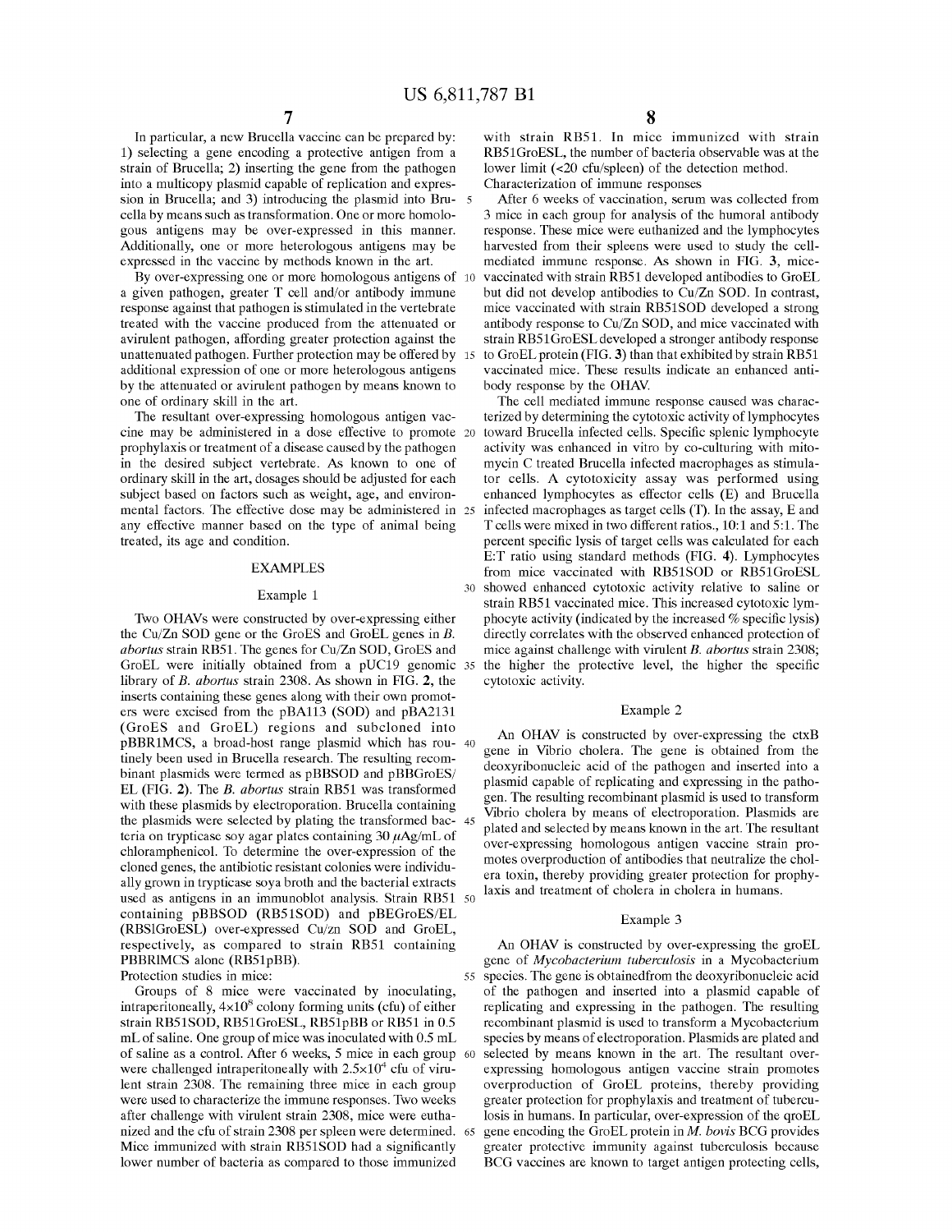In particular, a new Brucella vaccine can be prepared by: 1) selecting a gene encoding a protective antigen from a strain of Brucella; 2) inserting the gene from the pathogen into a multicopy plasmid capable of replication and expression in Brucella; and 3) introducing the plasmid into Brucella by means such as transformation. One or more homologous antigens may be over-expressed in this manner. Additionally, one or more heterologous antigens may be expressed in the vaccine by methods known in the art.

By over-expressing one or more homologous antigens of a given pathogen, greater T cell and/or antibody immune response against that pathogen is stimulated in the vertebrate treated with the vaccine produced from the attenuated or avirulent pathogen, affording greater protection against the unattenuated pathogen. Further protection may be offered by additional expression of one or more heterologous antigens by the attenuated or avirulent pathogen by means known to one of ordinary skill in the art.

The resultant over-expressing homologous antigen vaccine may be administered in a dose effective to promote prophylaxis or treatment of a disease caused by the pathogen in the desired subject vertebrate. As known to one of ordinary skill in the art, dosages should be adjusted for each subject based on factors such as weight, age, and environmental factors. The effective dose may be administered in any effective manner based on the type of animal being treated, its age and condition.

## EXAMPLES

### Example 1

Two OHAVs were constructed by over-expressing either the Cu/Zn SOD gene or the GroES and GroEL genes in *B. abortus* strain RB51. The genes for Cu/Zn SOD, GroES and GroEL were initially obtained from a pUC19 genomic library of *B. abortus* strain 2308. As shown in FIG. 2, the inserts containing these genes along with their own promoters were excised from the pBA113 (SOD) and pBA2131 (GroES and GroEL) regions and subcloned into pBBR1MCS, a broad-host range plasmid which has routinely been used in Brucella research. The resulting recombinant plasmids were termed as pBBSOD and pBBGroES/EL (FIG. 2). The *B. abortus* strain RB51 was transformed with these plasmids by electroporation. Brucella containing the plasmids were selected by plating the transformed bacteria on trypticase soy agar plates containing 30 $\mu$Ag/mL of chloramphenicol. To determine the over-expression of the cloned genes, the antibiotic resistant colonies were individually grown in trypticase soya broth and the bacterial extracts used as antigens in an immunoblot analysis. Strain RB51 containing pBBSOD (RB51SOD) and pBEGroES/EL (RBSlGroESL) over-expressed Cu/zn SOD and GroEL, respectively, as compared to strain RB51 containing PBBRlMCS alone (RB51pBB).

Protection studies in mice:

Groups of 8 mice were vaccinated by inoculating, intraperitoneally, $4\times10^8$ colony forming units (cfu) of either strain RB51SOD, RB51GroESL, RB51pBB or RB51 in 0.5 mL of saline. One group of mice was inoculated with 0.5 mL of saline as a control. After 6 weeks, 5 mice in each group were challenged intraperitoneally with $2.5\times10^4$ cfu of virulent strain 2308. The remaining three mice in each group were used to characterize the immune responses. Two weeks after challenge with virulent strain 2308, mice were euthanized and the cfu of strain 2308 per spleen were determined. Mice immunized with strain RB51SOD had a significantly lower number of bacteria as compared to those immunized with strain RB51. In mice immunized with strain RB51GroESL, the number of bacteria observable was at the lower limit (<20 cfu/spleen) of the detection method.

Characterization of immune responses

After 6 weeks of vaccination, serum was collected from 3 mice in each group for analysis of the humoral antibody response. These mice were euthanized and the lymphocytes harvested from their spleens were used to study the cell-mediated immune response. As shown in FIG. 3, mice-vaccinated with strain RB51 developed antibodies to GroEL but did not develop antibodies to Cu/Zn SOD. In contrast, mice vaccinated with strain RB51SOD developed a strong antibody response to Cu/Zn SOD, and mice vaccinated with strain RB51GroESL developed a stronger antibody response to GroEL protein (FIG. 3) than that exhibited by strain RB51 vaccinated mice. These results indicate an enhanced antibody response by the OHAV.

The cell mediated immune response caused was characterized by determining the cytotoxic activity of lymphocytes toward Brucella infected cells. Specific splenic lymphocyte activity was enhanced in vitro by co-culturing with mitomycin C treated Brucella infected macrophages as stimulator cells. A cytotoxicity assay was performed using enhanced lymphocytes as effector cells (E) and Brucella infected macrophages as target cells (T). In the assay, E and T cells were mixed in two different ratios., 10:1 and 5:1. The percent specific lysis of target cells was calculated for each E:T ratio using standard methods (FIG. 4). Lymphocytes from mice vaccinated with RB51SOD or RB51GroESL showed enhanced cytotoxic activity relative to saline or strain RB51 vaccinated mice. This increased cytotoxic lymphocyte activity (indicated by the increased % specific lysis) directly correlates with the observed enhanced protection of mice against challenge with virulent *B. abortus* strain 2308; the higher the protective level, the higher the specific cytotoxic activity.

### Example 2

An OHAV is constructed by over-expressing the ctxB gene in Vibrio cholera. The gene is obtained from the deoxyribonucleic acid of the pathogen and inserted into a plasmid capable of replicating and expressing in the pathogen. The resulting recombinant plasmid is used to transform Vibrio cholera by means of electroporation. Plasmids are plated and selected by means known in the art. The resultant over-expressing homologous antigen vaccine strain promotes overproduction of antibodies that neutralize the cholera toxin, thereby providing greater protection for prophylaxis and treatment of cholera in cholera in humans.

### Example 3

An OHAV is constructed by over-expressing the groEL gene of *Mycobacterium tuberculosis* in a Mycobacterium species. The gene is obtainedfrom the deoxyribonucleic acid of the pathogen and inserted into a plasmid capable of replicating and expressing in the pathogen. The resulting recombinant plasmid is used to transform a Mycobacterium species by means of electroporation. Plasmids are plated and selected by means known in the art. The resultant over-expressing homologous antigen vaccine strain promotes overproduction of GroEL proteins, thereby providing greater protection for prophylaxis and treatment of tuberculosis in humans. In particular, over-expression of the qroEL gene encoding the GroEL protein in *M. bovis* BCG provides greater protective immunity against tuberculosis because BCG vaccines are known to target antigen protecting cells,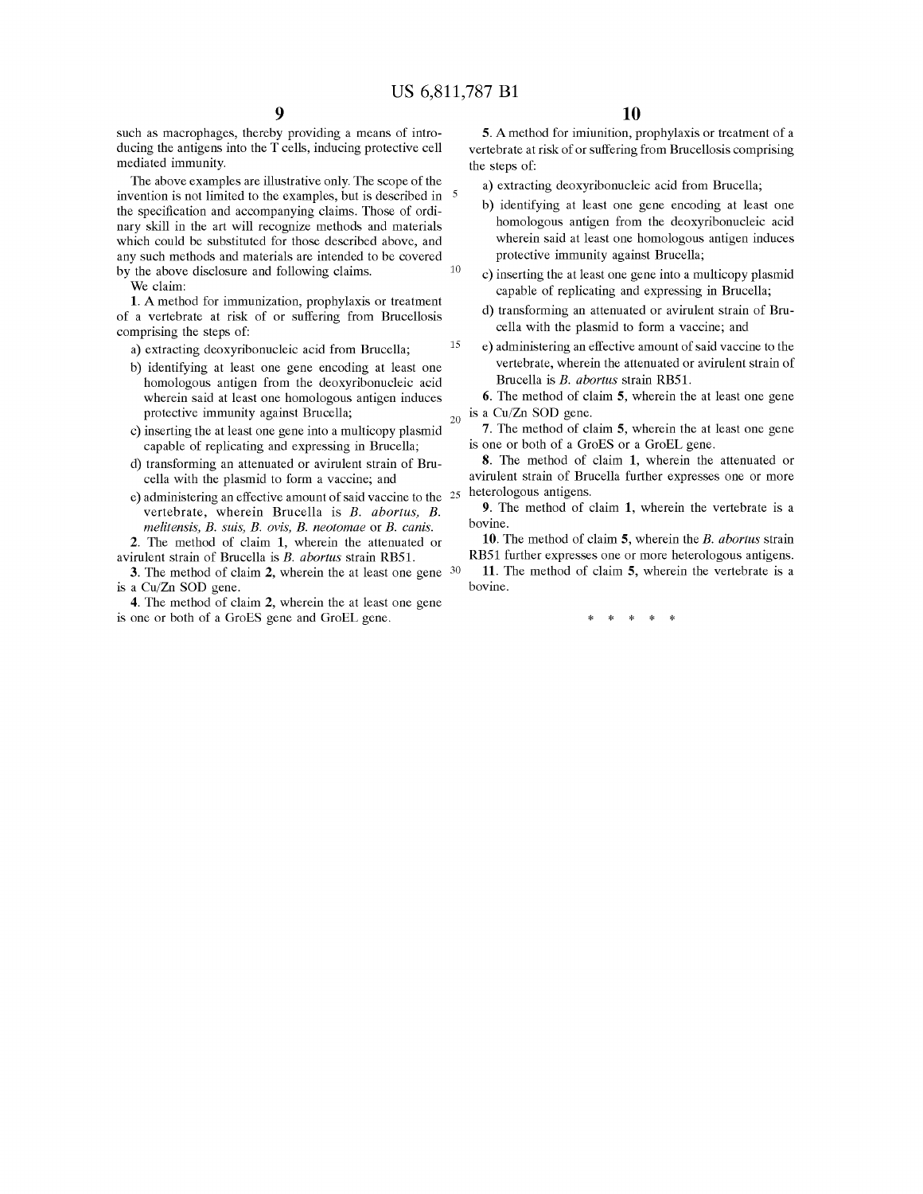such as macrophages, thereby providing a means of introducing the antigens into the T cells, inducing protective cell mediated immunity.

The above examples are illustrative only. The scope of the invention is not limited to the examples, but is described in the specification and accompanying claims. Those of ordinary skill in the art will recognize methods and materials which could be substituted for those described above, and any such methods and materials are intended to be covered by the above disclosure and following claims.

We claim:

1. A method for immunization, prophylaxis or treatment of a vertebrate at risk of or suffering from Brucellosis comprising the steps of:

a) extracting deoxyribonucleic acid from Brucella;

b) identifying at least one gene encoding at least one homologous antigen from the deoxyribonucleic acid wherein said at least one homologous antigen induces protective immunity against Brucella;

c) inserting the at least one gene into a multicopy plasmid capable of replicating and expressing in Brucella;

d) transforming an attenuated or avirulent strain of Brucella with the plasmid to form a vaccine; and

e) administering an effective amount of said vaccine to the vertebrate, wherein Brucella is *B. abortus, B. melitensis, B. suis, B. ovis, B. neotomae* or *B. canis*.

2. The method of claim 1, wherein the attenuated or avirulent strain of Brucella is *B. abortus* strain RB51.

3. The method of claim 2, wherein the at least one gene is a Cu/Zn SOD gene.

4. The method of claim 2, wherein the at least one gene is one or both of a GroES gene and GroEL gene.

5. A method for imiunition, prophylaxis or treatment of a vertebrate at risk of or suffering from Brucellosis comprising the steps of:

a) extracting deoxyribonucleic acid from Brucella;

b) identifying at least one gene encoding at least one homologous antigen from the deoxyribonucleic acid wherein said at least one homologous antigen induces protective immunity against Brucella;

c) inserting the at least one gene into a multicopy plasmid capable of replicating and expressing in Brucella;

d) transforming an attenuated or avirulent strain of Brucella with the plasmid to form a vaccine; and

e) administering an effective amount of said vaccine to the vertebrate, wherein the attenuated or avirulent strain of Brucella is *B. abortus* strain RB51.

6. The method of claim 5, wherein the at least one gene is a Cu/Zn SOD gene.

7. The method of claim 5, wherein the at least one gene is one or both of a GroES or a GroEL gene.

8. The method of claim 1, wherein the attenuated or avirulent strain of Brucella further expresses one or more heterologous antigens.

9. The method of claim 1, wherein the vertebrate is a bovine.

10. The method of claim 5, wherein the *B. abortus* strain RB51 further expresses one or more heterologous antigens.

11. The method of claim 5, wherein the vertebrate is a bovine.

* * * * *